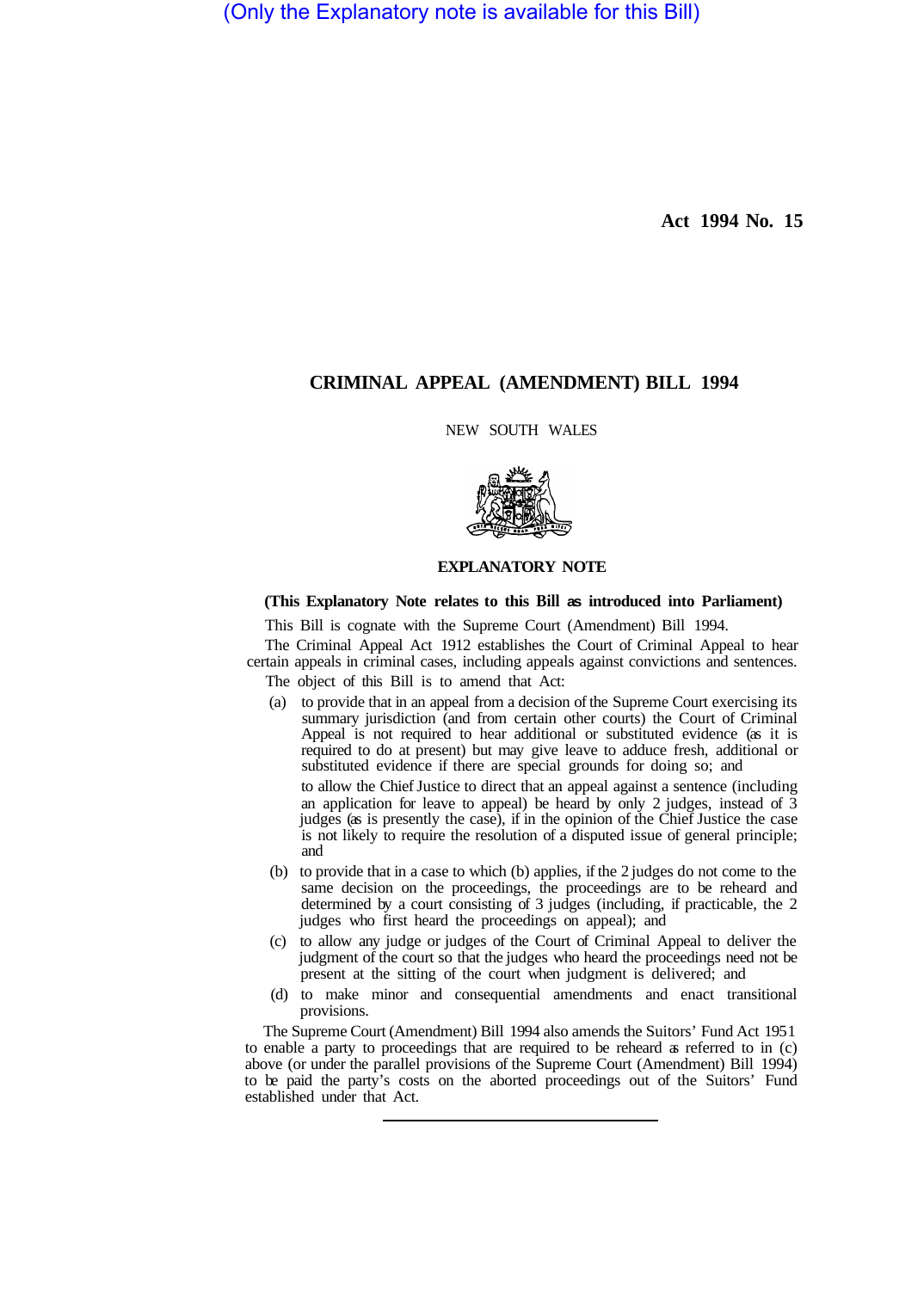(Only the Explanatory note is available for this Bill)

**Act 1994 No. 15**

# CRIMINAL APPEAL (AMENDMENT) BILL 1994

NEW SOUTH WALES

## EXPLANATORY NOTE

**(This Explanatory Note relates to this Bill as introduced into Parliament)**

This Bill is cognate with the Supreme Court (Amendment) Bill 1994.

The Criminal Appeal Act 1912 establishes the Court of Criminal Appeal to hear certain appeals in criminal cases, including appeals against convictions and sentences.

The object of this Bill is to amend that Act:

(a) to provide that in an appeal from a decision of the Supreme Court exercising its summary jurisdiction (and from certain other courts) the Court of Criminal Appeal is not required to hear additional or substituted evidence (as it is required to do at present) but may give leave to adduce fresh, additional or substituted evidence if there are special grounds for doing so; and

to allow the Chief Justice to direct that an appeal against a sentence (including an application for leave to appeal) be heard by only 2 judges, instead of 3 judges (as is presently the case), if in the opinion of the Chief Justice the case is not likely to require the resolution of a disputed issue of general principle; and

(b) to provide that in a case to which (b) applies, if the 2 judges do not come to the same decision on the proceedings, the proceedings are to be reheard and determined by a court consisting of 3 judges (including, if practicable, the 2 judges who first heard the proceedings on appeal); and

(c) to allow any judge or judges of the Court of Criminal Appeal to deliver the judgment of the court so that the judges who heard the proceedings need not be present at the sitting of the court when judgment is delivered; and

(d) to make minor and consequential amendments and enact transitional provisions.

The Supreme Court (Amendment) Bill 1994 also amends the Suitors' Fund Act 1951 to enable a party to proceedings that are required to be reheard as referred to in (c) above (or under the parallel provisions of the Supreme Court (Amendment) Bill 1994) to be paid the party's costs on the aborted proceedings out of the Suitors' Fund established under that Act.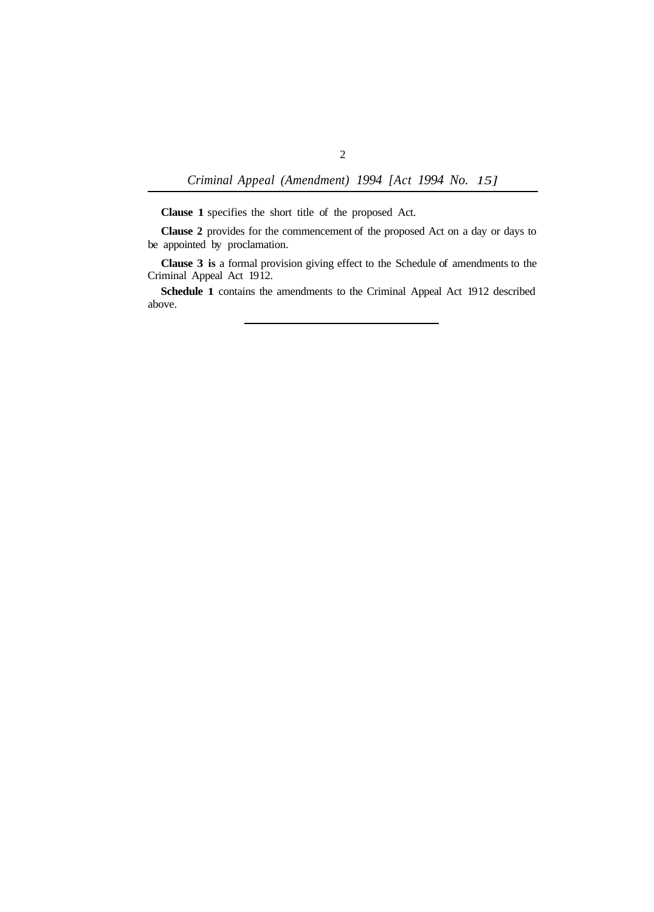**Clause 1** specifies the short title of the proposed Act.

**Clause 2** provides for the commencement of the proposed Act on a day or days to be appointed by proclamation.

**Clause 3 is** a formal provision giving effect to the Schedule of amendments to the Criminal Appeal Act 1912.

**Schedule 1** contains the amendments to the Criminal Appeal Act 1912 described above.